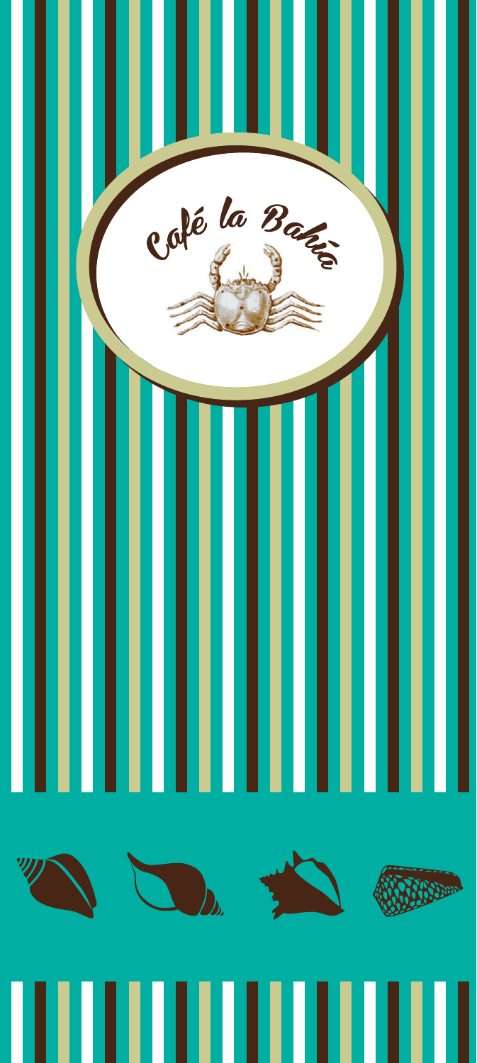# Café la Bahía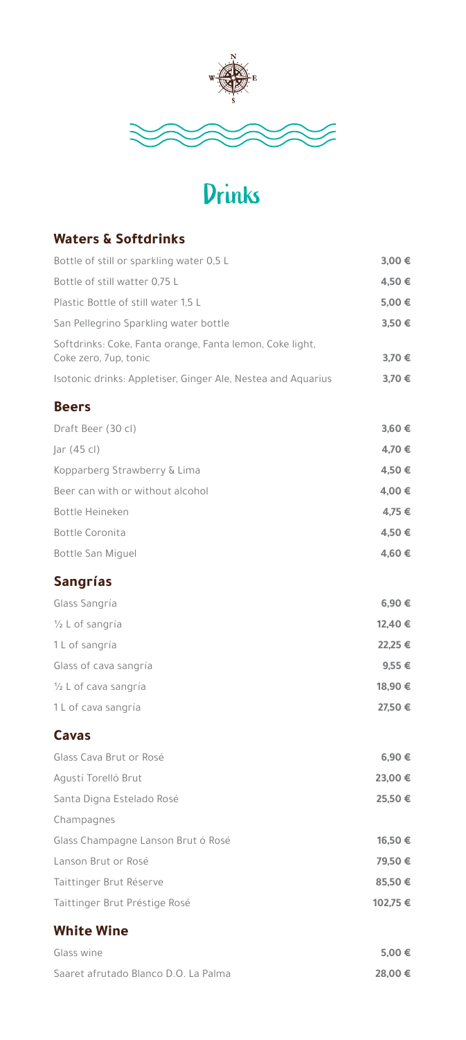# Drinks

## Waters & Softdrinks

| | |
|---|---|
| Bottle of still or sparkling water 0,5 L | 3,00 € |
| Bottle of still watter 0,75 L | 4,50 € |
| Plastic Bottle of still water 1,5 L | 5,00 € |
| San Pellegrino Sparkling water bottle | 3,50 € |
| Softdrinks: Coke, Fanta orange, Fanta lemon, Coke light, Coke zero, 7up, tonic | 3,70 € |
| Isotonic drinks: Appletiser, Ginger Ale, Nestea and Aquarius | 3,70 € |

## Beers

| | |
|---|---|
| Draft Beer (30 cl) | 3,60 € |
| Jar (45 cl) | 4,70 € |
| Kopparberg Strawberry & Lima | 4,50 € |
| Beer can with or without alcohol | 4,00 € |
| Bottle Heineken | 4,75 € |
| Bottle Coronita | 4,50 € |
| Bottle San Miguel | 4,60 € |

## Sangrías

| | |
|---|---|
| Glass Sangría | 6,90 € |
| ½ L of sangría | 12,40 € |
| 1 L of sangría | 22,25 € |
| Glass of cava sangría | 9,55 € |
| ½ L of cava sangría | 18,90 € |
| 1 L of cava sangría | 27,50 € |

## Cavas

| | |
|---|---|
| Glass Cava Brut or Rosé | 6,90 € |
| Agustí Torelló Brut | 23,00 € |
| Santa Digna Estelado Rosé | 25,50 € |
| Champagnes | |
| Glass Champagne Lanson Brut ó Rosé | 16,50 € |
| Lanson Brut or Rosé | 79,50 € |
| Taittinger Brut Réserve | 85,50 € |
| Taittinger Brut Préstige Rosé | 102,75 € |

## White Wine

| | |
|---|---|
| Glass wine | 5,00 € |
| Saaret afrutado Blanco D.O. La Palma | 28,00 € |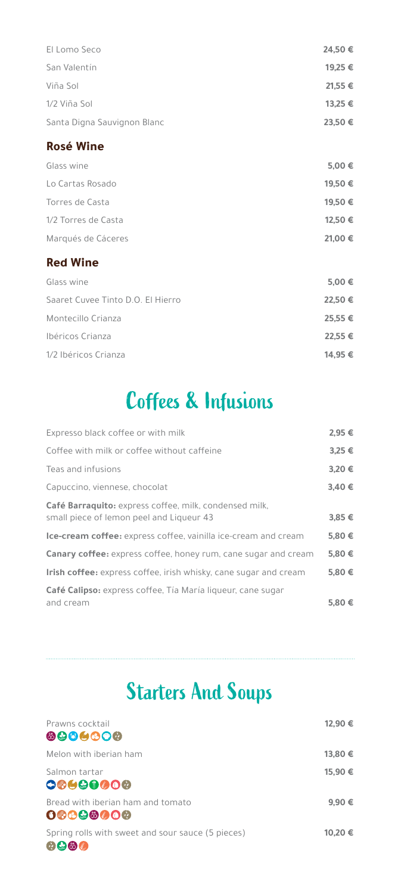| | |
|---|---|
| El Lomo Seco | **24,50 €** |
| San Valentín | **19,25 €** |
| Viña Sol | **21,55 €** |
| 1/2 Viña Sol | **13,25 €** |
| Santa Digna Sauvignon Blanc | **23,50 €** |

### Rosé Wine

| | |
|---|---|
| Glass wine | **5,00 €** |
| Lo Cartas Rosado | **19,50 €** |
| Torres de Casta | **19,50 €** |
| 1/2 Torres de Casta | **12,50 €** |
| Marqués de Cáceres | **21,00 €** |

### Red Wine

| | |
|---|---|
| Glass wine | **5,00 €** |
| Saaret Cuvee Tinto D.O. El Hierro | **22,50 €** |
| Montecillo Crianza | **25,55 €** |
| Ibéricos Crianza | **22,55 €** |
| 1/2 Ibéricos Crianza | **14,95 €** |

## Coffees & Infusions

| | |
|---|---|
| Expresso black coffee or with milk | **2,95 €** |
| Coffee with milk or coffee without caffeine | **3,25 €** |
| Teas and infusions | **3,20 €** |
| Capuccino, viennese, chocolat | **3,40 €** |
| **Café Barraquito:** express coffee, milk, condensed milk, small piece of lemon peel and Liqueur 43 | **3,85 €** |
| **Ice-cream coffee:** express coffee, vainilla ice-cream and cream | **5,80 €** |
| **Canary coffee:** express coffee, honey rum, cane sugar and cream | **5,80 €** |
| **Irish coffee:** express coffee, irish whisky, cane sugar and cream | **5,80 €** |
| **Café Calipso:** express coffee, Tía María liqueur, cane sugar and cream | **5,80 €** |

## Starters And Soups

| | |
|---|---|
| Prawns cocktail | **12,90 €** |
| Melon with iberian ham | **13,80 €** |
| Salmon tartar | **15,90 €** |
| Bread with iberian ham and tomato | **9,90 €** |
| Spring rolls with sweet and sour sauce (5 pieces) | **10,20 €** |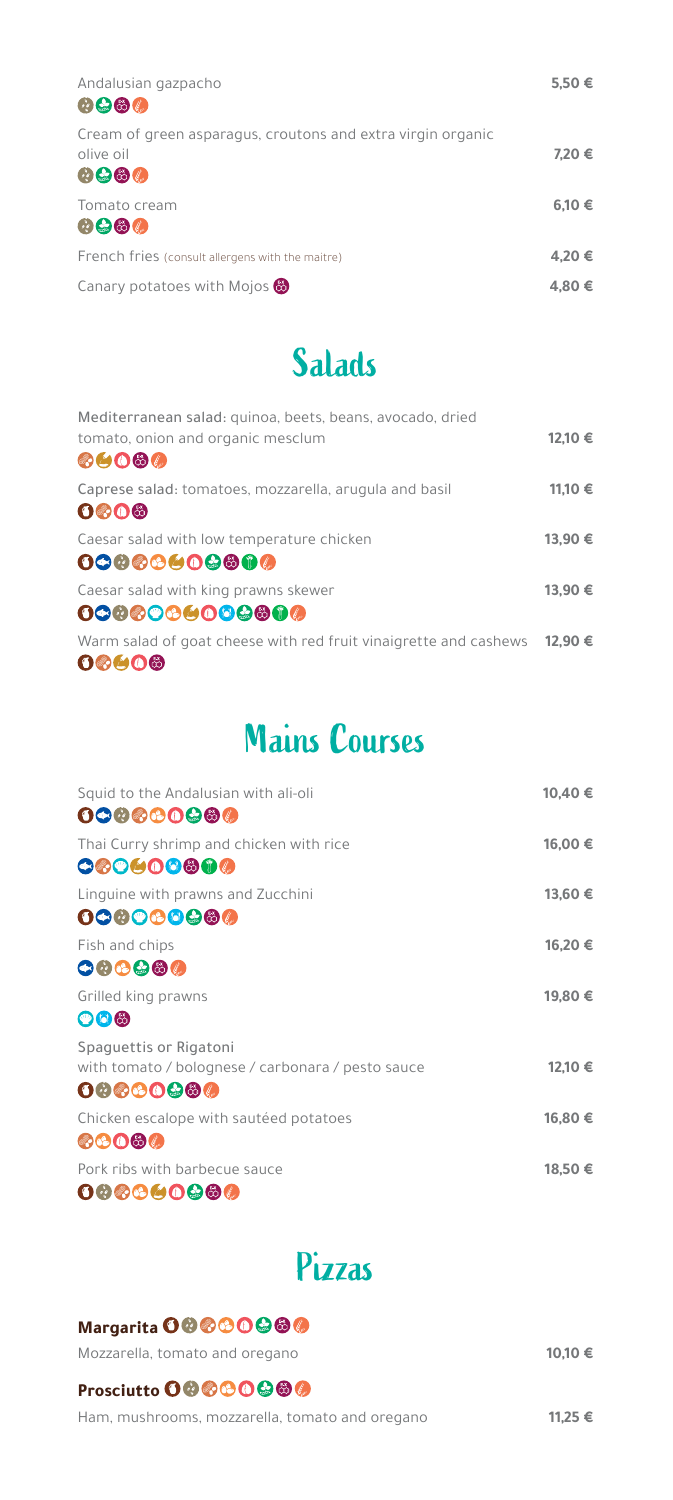Andalusian gazpacho | 5,50 €

Cream of green asparagus, croutons and extra virgin organic olive oil | 7,20 €

Tomato cream | 6,10 €

French fries (consult allergens with the maitre) | 4,20 €

Canary potatoes with Mojos | 4,80 €

## Salads

| | |
|---|---|
| Mediterranean salad: quinoa, beets, beans, avocado, dried tomato, onion and organic mesclum | 12,10 € |
| Caprese salad: tomatoes, mozzarella, arugula and basil | 11,10 € |
| Caesar salad with low temperature chicken | 13,90 € |
| Caesar salad with king prawns skewer | 13,90 € |
| Warm salad of goat cheese with red fruit vinaigrette and cashews | 12,90 € |

## Mains Courses

| | |
|---|---|
| Squid to the Andalusian with ali-oli | 10,40 € |
| Thai Curry shrimp and chicken with rice | 16,00 € |
| Linguine with prawns and Zucchini | 13,60 € |
| Fish and chips | 16,20 € |
| Grilled king prawns | 19,80 € |
| Spaguettis or Rigatoni with tomato / bolognese / carbonara / pesto sauce | 12,10 € |
| Chicken escalope with sautéed potatoes | 16,80 € |
| Pork ribs with barbecue sauce | 18,50 € |

## Pizzas

**Margarita**

Mozzarella, tomato and oregano | 10,10 €

**Prosciutto**

Ham, mushrooms, mozzarella, tomato and oregano | 11,25 €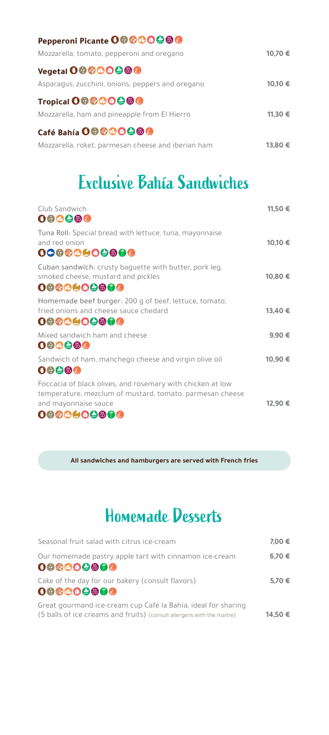**Pepperoni Picante**

Mozzarella, tomato, pepperoni and oregano — **10,70 €**

**Vegetal**

Asparagus, zucchini, onions, peppers and oregano — **10,10 €**

**Tropical**

Mozzarella, ham and pineapple from El Hierro — **11,30 €**

**Café Bahía**

Mozzarella, roket, parmesan cheese and iberian ham — **13,80 €**

## Exclusive Bahía Sandwiches

| | |
|---|---|
| Club Sandwich | **11,50 €** |
| Tuna Roll: Special bread with lettuce, tuna, mayonnaise and red onion | **10,10 €** |
| Cuban sandwich: crusty baguette with butter, pork leg, smoked cheese, mustard and pickles | **10,80 €** |
| Homemade beef burger: 200 g of beef, lettuce, tomato, fried onions and cheese sauce chedard | **13,40 €** |
| Mixed sandwich ham and cheese | **9,90 €** |
| Sandwich of ham, manchego cheese and virgin olive oil | **10,90 €** |
| Foccacia of black olives, and rosemary with chicken at low temperature, mezclum of mustard, tomato, parmesan cheese and mayonnaise sauce | **12,90 €** |

**All sandwiches and hamburgers are served with French fries**

## Homemade Desserts

| | |
|---|---|
| Seasonal fruit salad with citrus ice-cream | **7,00 €** |
| Our homemade pastry apple tart with cinnamon ice-cream | **6,70 €** |
| Cake of the day for our bakery (consult flavors) | **5,70 €** |
| Great gourmand ice-cream cup Café la Bahía, ideal for sharing (5 balls of ice creams and fruits) (consult allergens with the maitre) | **14,50 €** |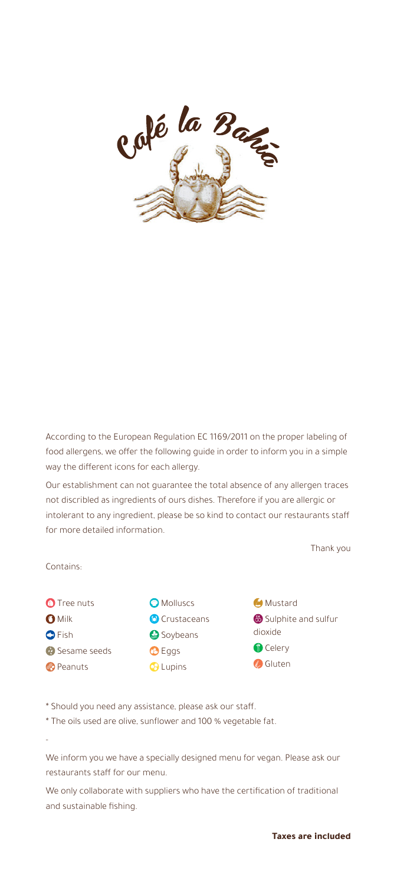# Café la Bahía

According to the European Regulation EC 1169/2011 on the proper labeling of food allergens, we offer the following guide in order to inform you in a simple way the different icons for each allergy.

Our establishment can not guarantee the total absence of any allergen traces not discribled as ingredients of ours dishes. Therefore if you are allergic or intolerant to any ingredient, please be so kind to contact our restaurants staff for more detailed information.

Thank you

Contains:

- Tree nuts
- Milk
- Fish
- Sesame seeds
- Peanuts
- Molluscs
- Crustaceans
- Soybeans
- Eggs
- Lupins
- Mustard
- Sulphite and sulfur dioxide
- Celery
- Gluten

* Should you need any assistance, please ask our staff.
* The oils used are olive, sunflower and 100 % vegetable fat.

-

We inform you we have a specially designed menu for vegan. Please ask our restaurants staff for our menu.

We only collaborate with suppliers who have the certification of traditional and sustainable fishing.

**Taxes are included**